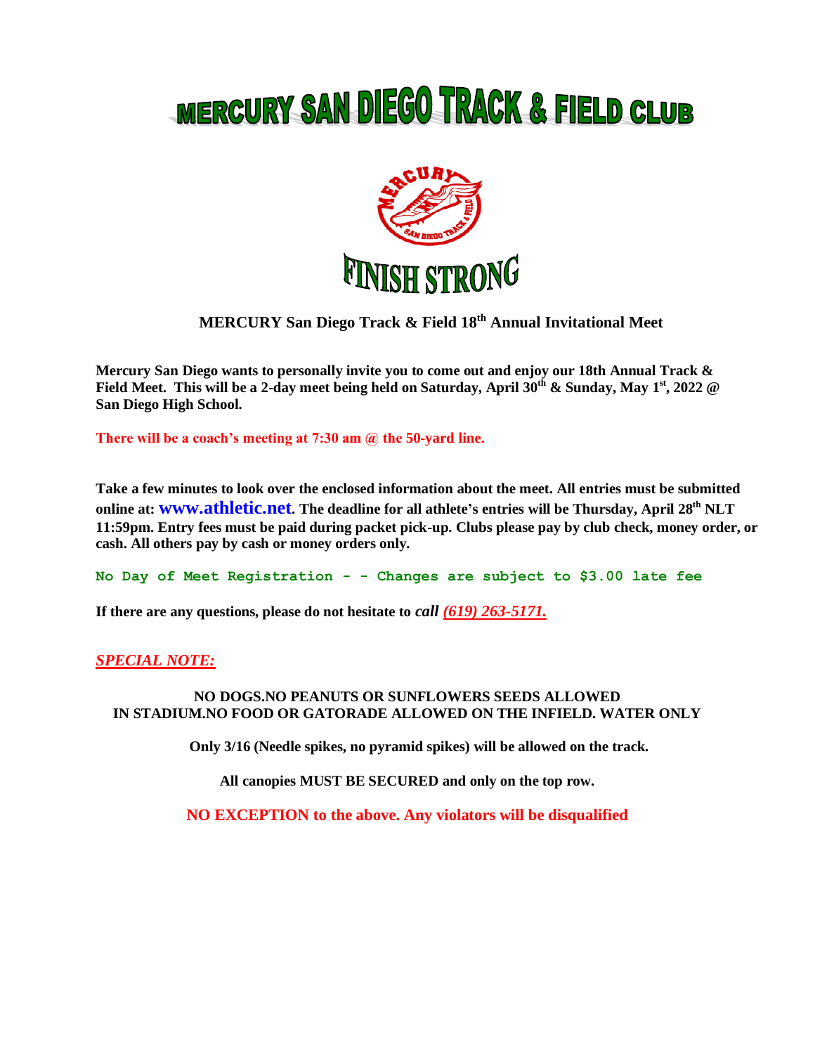# MERCURY SAN DIEGO TRACK & FIELD CLUB

FINISH STRONG

## MERCURY San Diego Track & Field 18th Annual Invitational Meet

**Mercury San Diego wants to personally invite you to come out and enjoy our 18th Annual Track & Field Meet. This will be a 2-day meet being held on Saturday, April 30th & Sunday, May 1st, 2022 @ San Diego High School.**

**There will be a coach's meeting at 7:30 am @ the 50-yard line.**

**Take a few minutes to look over the enclosed information about the meet. All entries must be submitted online at: www.athletic.net. The deadline for all athlete's entries will be Thursday, April 28th NLT 11:59pm. Entry fees must be paid during packet pick-up. Clubs please pay by club check, money order, or cash. All others pay by cash or money orders only.**

**No Day of Meet Registration - - Changes are subject to $3.00 late fee**

**If there are any questions, please do not hesitate to *call (619) 263-5171.***

***SPECIAL NOTE:***

**NO DOGS.NO PEANUTS OR SUNFLOWERS SEEDS ALLOWED IN STADIUM.NO FOOD OR GATORADE ALLOWED ON THE INFIELD. WATER ONLY**

**Only 3/16 (Needle spikes, no pyramid spikes) will be allowed on the track.**

**All canopies MUST BE SECURED and only on the top row.**

**NO EXCEPTION to the above. Any violators will be disqualified**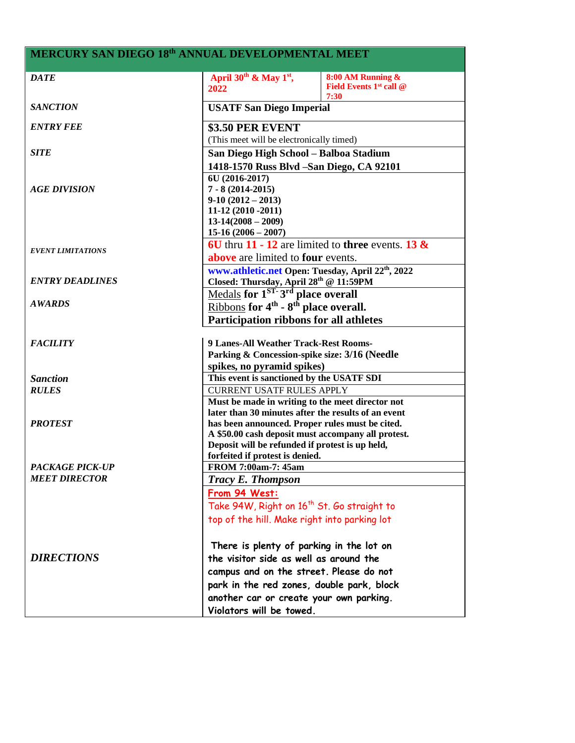# MERCURY SAN DIEGO 18th ANNUAL DEVELOPMENTAL MEET

| | | |
|---|---|---|
| ***DATE*** | **April 30th & May 1st, 2022** | **8:00 AM Running & Field Events 1st call @ 7:30** |
| ***SANCTION*** | **USATF San Diego Imperial** | |
| ***ENTRY FEE*** | **$3.50 PER EVENT**<br>(This meet will be electronically timed) | |
| ***SITE*** | **San Diego High School – Balboa Stadium**<br>**1418-1570 Russ Blvd –San Diego, CA 92101** | |
| ***AGE DIVISION*** | **6U (2016-2017)**<br>**7 - 8 (2014-2015)**<br>**9-10 (2012 – 2013)**<br>**11-12 (2010 -2011)**<br>**13-14(2008 – 2009)**<br>**15-16 (2006 – 2007)** | |
| ***EVENT LIMITATIONS*** | **6U** thru **11 - 12** are limited to **three** events. **13 & above** are limited to **four** events. | |
| ***ENTRY DEADLINES*** | **www.athletic.net Open: Tuesday, April 22th, 2022**<br>**Closed: Thursday, April 28th @ 11:59PM** | |
| ***AWARDS*** | Medals **for 1ST-3rd place overall**<br>Ribbons **for 4th - 8th place overall.**<br>**Participation ribbons for all athletes** | |
| ***FACILITY*** | **9 Lanes-All Weather Track-Rest Rooms-Parking & Concession-spike size: 3/16 (Needle spikes, no pyramid spikes)** | |
| ***Sanction*** | **This event is sanctioned by the USATF SDI** | |
| ***RULES*** | CURRENT USATF RULES APPLY | |
| ***PROTEST*** | **Must be made in writing to the meet director not later than 30 minutes after the results of an event has been announced. Proper rules must be cited. A $50.00 cash deposit must accompany all protest. Deposit will be refunded if protest is up held, forfeited if protest is denied.** | |
| ***PACKAGE PICK-UP*** | **FROM 7:00am-7: 45am** | |
| ***MEET DIRECTOR*** | ***Tracy E. Thompson*** | |
| ***DIRECTIONS*** | **From 94 West:**<br>Take 94W, Right on 16th St. Go straight to top of the hill. Make right into parking lot<br><br>There is plenty of parking in the lot on the visitor side as well as around the campus and on the street. Please do not park in the red zones, double park, block another car or create your own parking. Violators will be towed. | |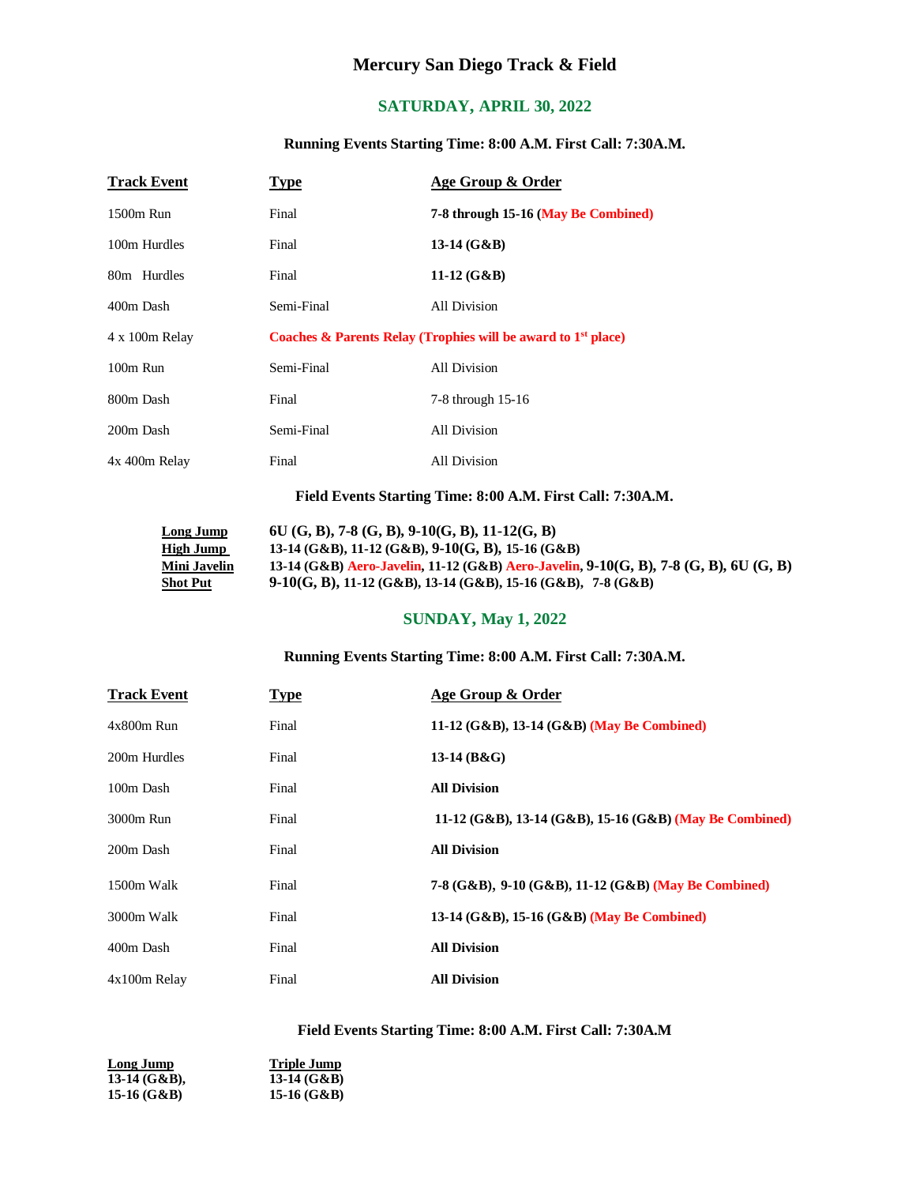# Mercury San Diego Track & Field

## SATURDAY, APRIL 30, 2022

**Running Events Starting Time: 8:00 A.M. First Call: 7:30A.M.**

| Track Event | Type | Age Group & Order |
|---|---|---|
| 1500m Run | Final | **7-8 through 15-16 (May Be Combined)** |
| 100m Hurdles | Final | **13-14 (G&B)** |
| 80m Hurdles | Final | **11-12 (G&B)** |
| 400m Dash | Semi-Final | All Division |
| 4 x 100m Relay | **Coaches & Parents Relay (Trophies will be award to 1st place)** | |
| 100m Run | Semi-Final | All Division |
| 800m Dash | Final | 7-8 through 15-16 |
| 200m Dash | Semi-Final | All Division |
| 4x 400m Relay | Final | All Division |

**Field Events Starting Time: 8:00 A.M. First Call: 7:30A.M.**

| | |
|---|---|
| **Long Jump** | **6U (G, B), 7-8 (G, B), 9-10(G, B), 11-12(G, B)** |
| **High Jump** | **13-14 (G&B), 11-12 (G&B), 9-10(G, B), 15-16 (G&B)** |
| **Mini Javelin** | **13-14 (G&B) Aero-Javelin, 11-12 (G&B) Aero-Javelin, 9-10(G, B), 7-8 (G, B), 6U (G, B)** |
| **Shot Put** | **9-10(G, B), 11-12 (G&B), 13-14 (G&B), 15-16 (G&B), 7-8 (G&B)** |

## SUNDAY, May 1, 2022

**Running Events Starting Time: 8:00 A.M. First Call: 7:30A.M.**

| Track Event | Type | Age Group & Order |
|---|---|---|
| 4x800m Run | Final | **11-12 (G&B), 13-14 (G&B) (May Be Combined)** |
| 200m Hurdles | Final | **13-14 (B&G)** |
| 100m Dash | Final | **All Division** |
| 3000m Run | Final | **11-12 (G&B), 13-14 (G&B), 15-16 (G&B) (May Be Combined)** |
| 200m Dash | Final | **All Division** |
| 1500m Walk | Final | **7-8 (G&B), 9-10 (G&B), 11-12 (G&B) (May Be Combined)** |
| 3000m Walk | Final | **13-14 (G&B), 15-16 (G&B) (May Be Combined)** |
| 400m Dash | Final | **All Division** |
| 4x100m Relay | Final | **All Division** |

**Field Events Starting Time: 8:00 A.M. First Call: 7:30A.M**

| Long Jump | Triple Jump |
|---|---|
| **13-14 (G&B),** | **13-14 (G&B)** |
| **15-16 (G&B)** | **15-16 (G&B)** |